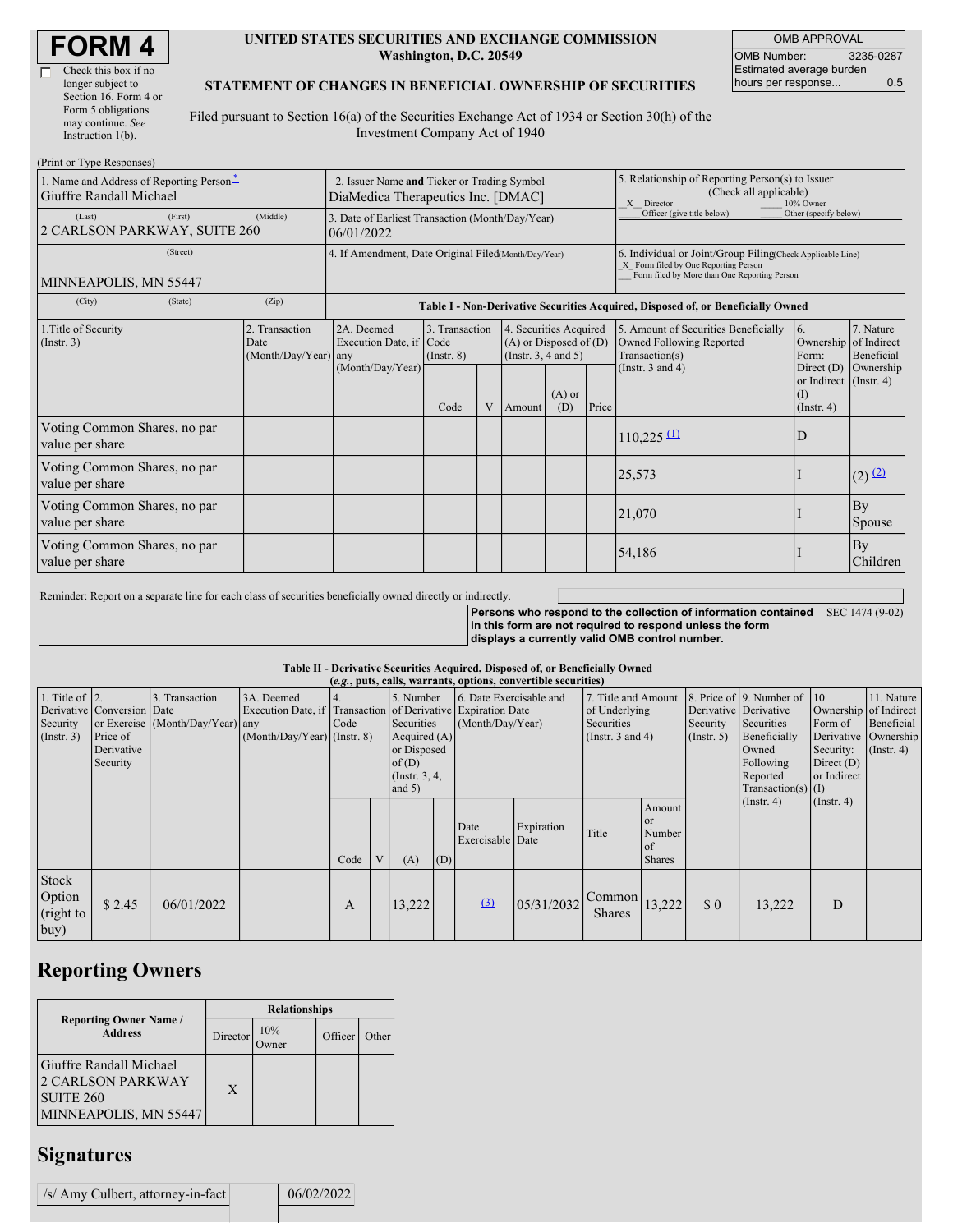# FORM 4

☐ Check this box if no longer subject to Section 16. Form 4 or Form 5 obligations may continue. *See* Instruction 1(b).

**UNITED STATES SECURITIES AND EXCHANGE COMMISSION**
**Washington, D.C. 20549**

**STATEMENT OF CHANGES IN BENEFICIAL OWNERSHIP OF SECURITIES**

Filed pursuant to Section 16(a) of the Securities Exchange Act of 1934 or Section 30(h) of the Investment Company Act of 1940

| OMB APPROVAL | |
|---|---|
| OMB Number: | 3235-0287 |
| Estimated average burden hours per response... | 0.5 |

(Print or Type Responses)

1. Name and Address of Reporting Person*
Giuffre Randall Michael
(Last) (First) (Middle)
2 CARLSON PARKWAY, SUITE 260
(Street)
MINNEAPOLIS, MN 55447
(City) (State) (Zip)

2. Issuer Name **and** Ticker or Trading Symbol
DiaMedica Therapeutics Inc. [DMAC]

3. Date of Earliest Transaction (Month/Day/Year)
06/01/2022

4. If Amendment, Date Original Filed(Month/Day/Year)

5. Relationship of Reporting Person(s) to Issuer (Check all applicable)
_X_ Director ___ 10% Owner
___ Officer (give title below) ___ Other (specify below)

6. Individual or Joint/Group Filing(Check Applicable Line)
_X_ Form filed by One Reporting Person
___ Form filed by More than One Reporting Person

**Table I - Non-Derivative Securities Acquired, Disposed of, or Beneficially Owned**

| 1.Title of Security (Instr. 3) | 2. Transaction Date (Month/Day/Year) | 2A. Deemed Execution Date, if any (Month/Day/Year) | 3. Transaction Code (Instr. 8) | | 4. Securities Acquired (A) or Disposed of (D) (Instr. 3, 4 and 5) | | | 5. Amount of Securities Beneficially Owned Following Reported Transaction(s) (Instr. 3 and 4) | 6. Ownership Form: Direct (D) or Indirect (I) (Instr. 4) | 7. Nature of Indirect Beneficial Ownership (Instr. 4) |
|---|---|---|---|---|---|---|---|---|---|---|
| | | | Code | V | Amount | (A) or (D) | Price | | | |
| Voting Common Shares, no par value per share | | | | | | | | 110,225 (1) | D | |
| Voting Common Shares, no par value per share | | | | | | | | 25,573 | I | (2) (2) |
| Voting Common Shares, no par value per share | | | | | | | | 21,070 | I | By Spouse |
| Voting Common Shares, no par value per share | | | | | | | | 54,186 | I | By Children |

Reminder: Report on a separate line for each class of securities beneficially owned directly or indirectly.

**Persons who respond to the collection of information contained in this form are not required to respond unless the form displays a currently valid OMB control number.** SEC 1474 (9-02)

**Table II - Derivative Securities Acquired, Disposed of, or Beneficially Owned**
**(*e.g.*, puts, calls, warrants, options, convertible securities)**

| 1. Title of Derivative Security (Instr. 3) | 2. Conversion or Exercise Price of Derivative Security | 3. Transaction Date (Month/Day/Year) | 3A. Deemed Execution Date, if any (Month/Day/Year) | 4. Transaction Code (Instr. 8) | | 5. Number of Derivative Securities Acquired (A) or Disposed of (D) (Instr. 3, 4, and 5) | | 6. Date Exercisable and Expiration Date (Month/Day/Year) | | 7. Title and Amount of Underlying Securities (Instr. 3 and 4) | | 8. Price of Derivative Security (Instr. 5) | 9. Number of Derivative Securities Beneficially Owned Following Reported Transaction(s) (Instr. 4) | 10. Ownership Form of Derivative Security: Direct (D) or Indirect (I) (Instr. 4) | 11. Nature of Indirect Beneficial Ownership (Instr. 4) |
|---|---|---|---|---|---|---|---|---|---|---|---|---|---|---|---|
| | | | | Code | V | (A) | (D) | Date Exercisable | Expiration Date | Title | Amount or Number of Shares | | | | |
| Stock Option (right to buy) | $ 2.45 | 06/01/2022 | | A | | 13,222 | | (3) | 05/31/2032 | Common Shares | 13,222 | $ 0 | 13,222 | D | |

## Reporting Owners

| Reporting Owner Name / Address | Relationships | | | |
|---|---|---|---|---|
| | Director | 10% Owner | Officer | Other |
| Giuffre Randall Michael<br>2 CARLSON PARKWAY<br>SUITE 260<br>MINNEAPOLIS, MN 55447 | X | | | |

## Signatures

| /s/ Amy Culbert, attorney-in-fact | 06/02/2022 |
|---|---|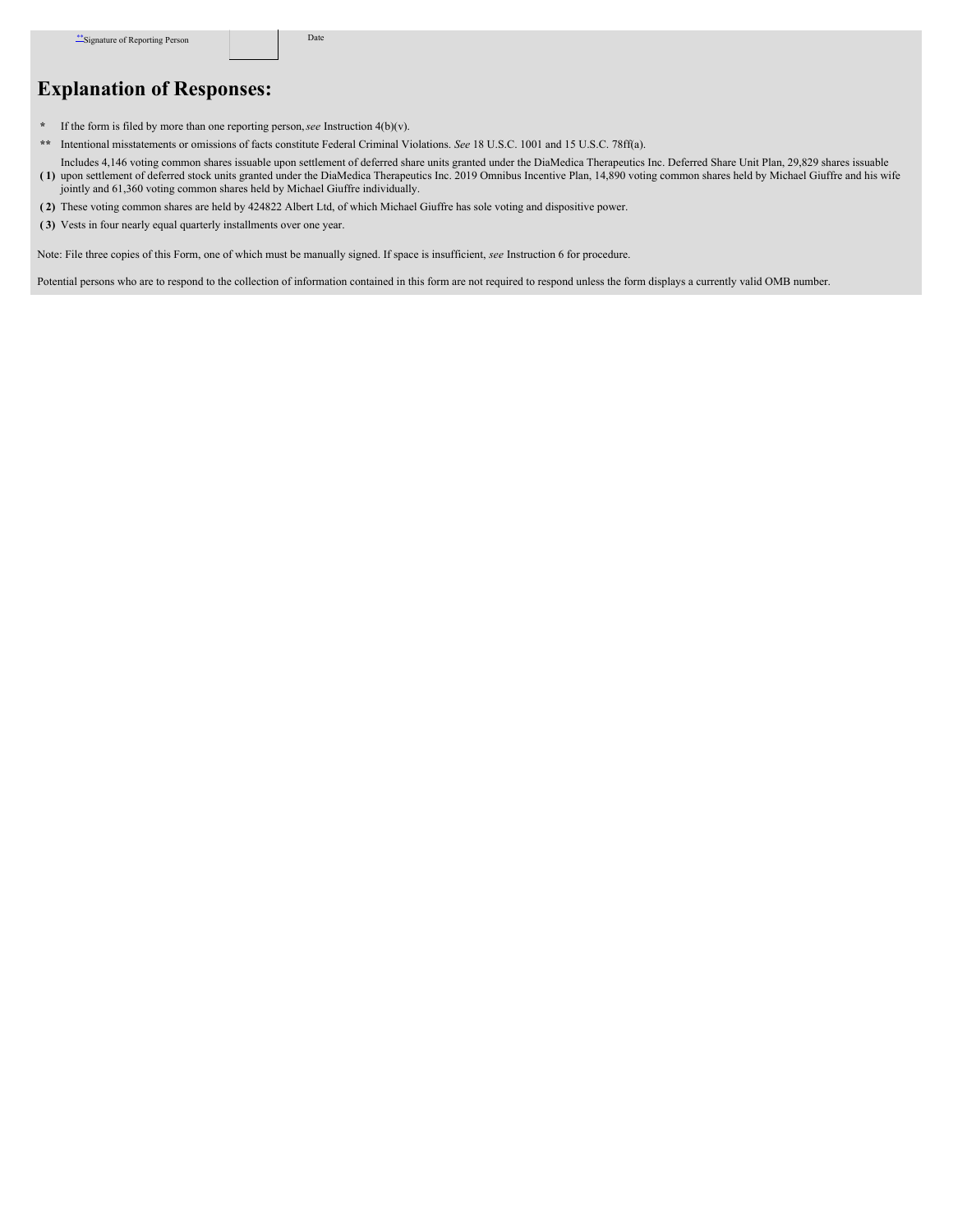| **Signature of Reporting Person | | Date |
|---|---|---|

## Explanation of Responses:

\* If the form is filed by more than one reporting person, *see* Instruction 4(b)(v).

\*\* Intentional misstatements or omissions of facts constitute Federal Criminal Violations. *See* 18 U.S.C. 1001 and 15 U.S.C. 78ff(a).

**( 1)** Includes 4,146 voting common shares issuable upon settlement of deferred share units granted under the DiaMedica Therapeutics Inc. Deferred Share Unit Plan, 29,829 shares issuable upon settlement of deferred stock units granted under the DiaMedica Therapeutics Inc. 2019 Omnibus Incentive Plan, 14,890 voting common shares held by Michael Giuffre and his wife jointly and 61,360 voting common shares held by Michael Giuffre individually.

**( 2)** These voting common shares are held by 424822 Albert Ltd, of which Michael Giuffre has sole voting and dispositive power.

**( 3)** Vests in four nearly equal quarterly installments over one year.

Note: File three copies of this Form, one of which must be manually signed. If space is insufficient, *see* Instruction 6 for procedure.

Potential persons who are to respond to the collection of information contained in this form are not required to respond unless the form displays a currently valid OMB number.